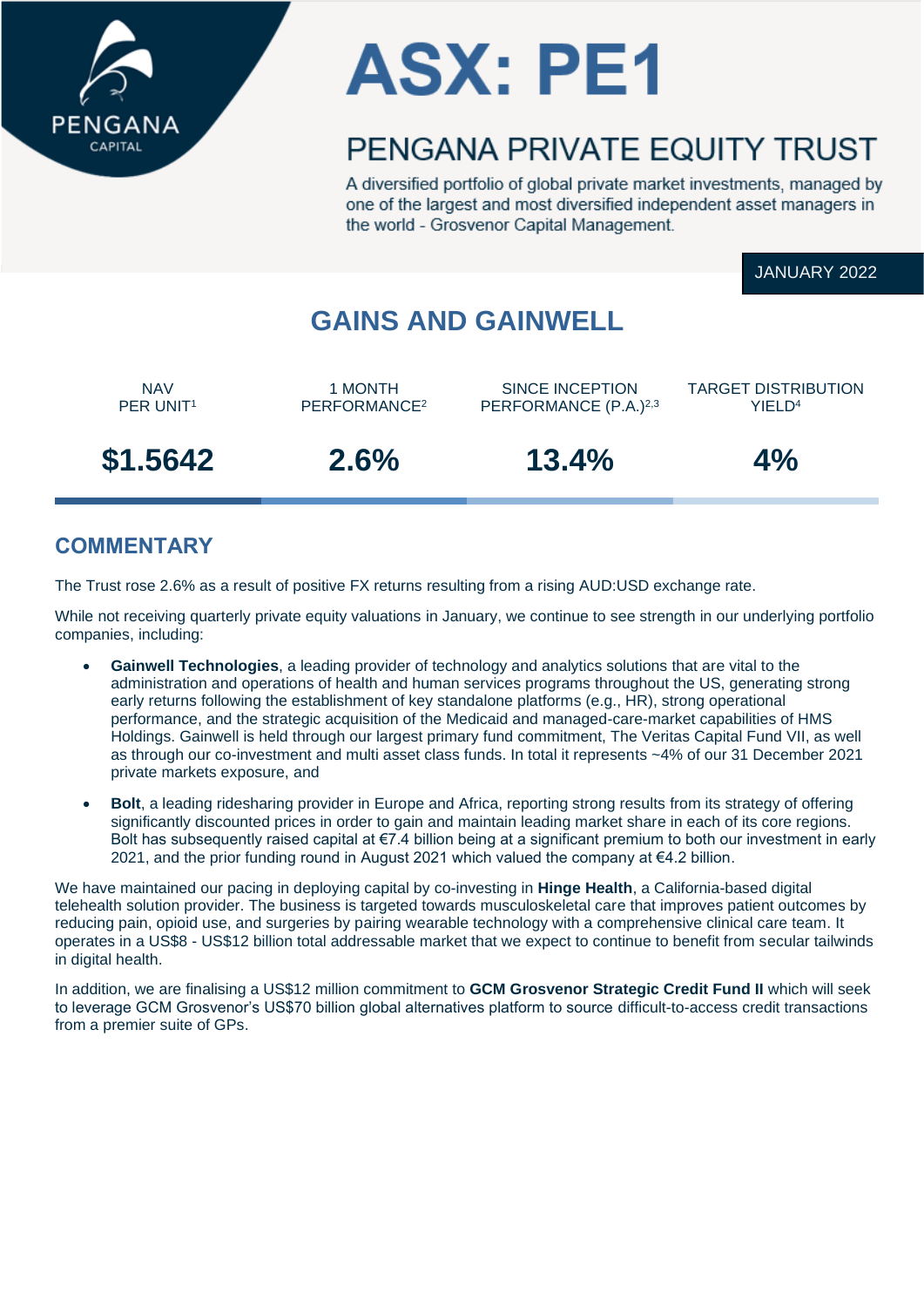PENGANA CAPITAL

# ASX: PE1

## PENGANA PRIVATE EQUITY TRUST

A diversified portfolio of global private market investments, managed by one of the largest and most diversified independent asset managers in the world - Grosvenor Capital Management.

JANUARY 2022

## GAINS AND GAINWELL

| NAV PER UNIT[1] | 1 MONTH PERFORMANCE[2] | SINCE INCEPTION PERFORMANCE (P.A.)[2,3] | TARGET DISTRIBUTION YIELD[4] |
|---|---|---|---|
| **$1.5642** | **2.6%** | **13.4%** | **4%** |

## COMMENTARY

The Trust rose 2.6% as a result of positive FX returns resulting from a rising AUD:USD exchange rate.

While not receiving quarterly private equity valuations in January, we continue to see strength in our underlying portfolio companies, including:

- **Gainwell Technologies**, a leading provider of technology and analytics solutions that are vital to the administration and operations of health and human services programs throughout the US, generating strong early returns following the establishment of key standalone platforms (e.g., HR), strong operational performance, and the strategic acquisition of the Medicaid and managed-care-market capabilities of HMS Holdings. Gainwell is held through our largest primary fund commitment, The Veritas Capital Fund VII, as well as through our co-investment and multi asset class funds. In total it represents ~4% of our 31 December 2021 private markets exposure, and
- **Bolt**, a leading ridesharing provider in Europe and Africa, reporting strong results from its strategy of offering significantly discounted prices in order to gain and maintain leading market share in each of its core regions. Bolt has subsequently raised capital at €7.4 billion being at a significant premium to both our investment in early 2021, and the prior funding round in August 2021 which valued the company at €4.2 billion.

We have maintained our pacing in deploying capital by co-investing in **Hinge Health**, a California-based digital telehealth solution provider. The business is targeted towards musculoskeletal care that improves patient outcomes by reducing pain, opioid use, and surgeries by pairing wearable technology with a comprehensive clinical care team. It operates in a US$8 - US$12 billion total addressable market that we expect to continue to benefit from secular tailwinds in digital health.

In addition, we are finalising a US$12 million commitment to **GCM Grosvenor Strategic Credit Fund II** which will seek to leverage GCM Grosvenor's US$70 billion global alternatives platform to source difficult-to-access credit transactions from a premier suite of GPs.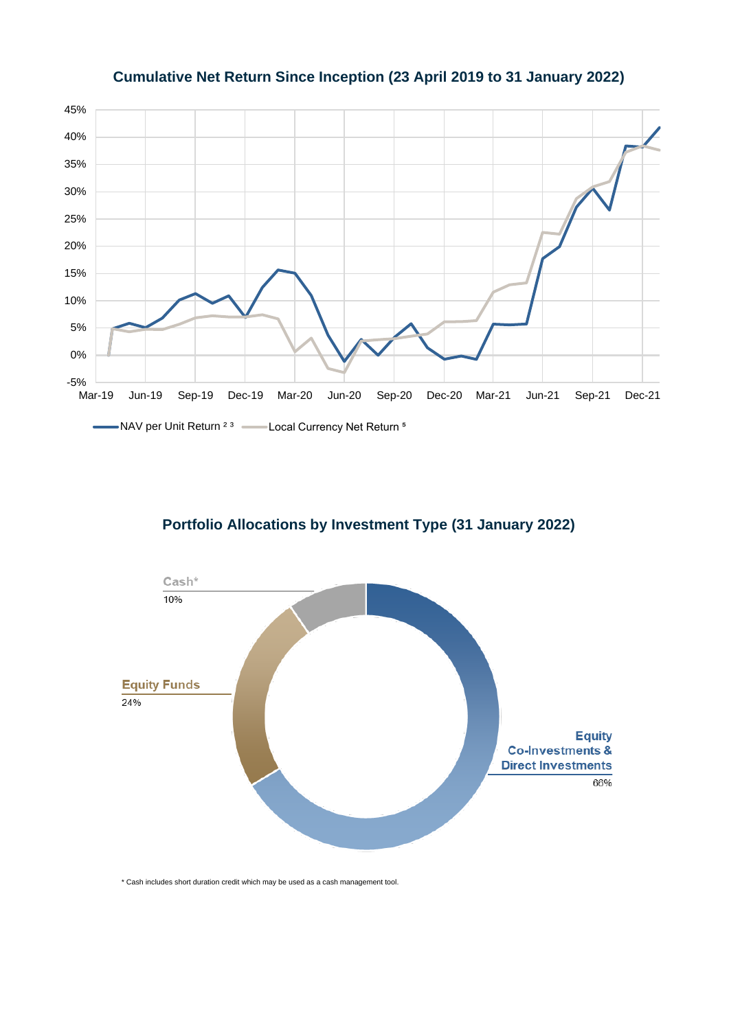## Cumulative Net Return Since Inception (23 April 2019 to 31 January 2022)

NAV per Unit Return [2 3] — Local Currency Net Return [5]

## Portfolio Allocations by Investment Type (31 January 2022)

| Investment Type | Allocation |
| --- | --- |
| Cash* | 10% |
| Equity Funds | 24% |
| Equity Co-Investments & Direct Investments | 66% |

* Cash includes short duration credit which may be used as a cash management tool.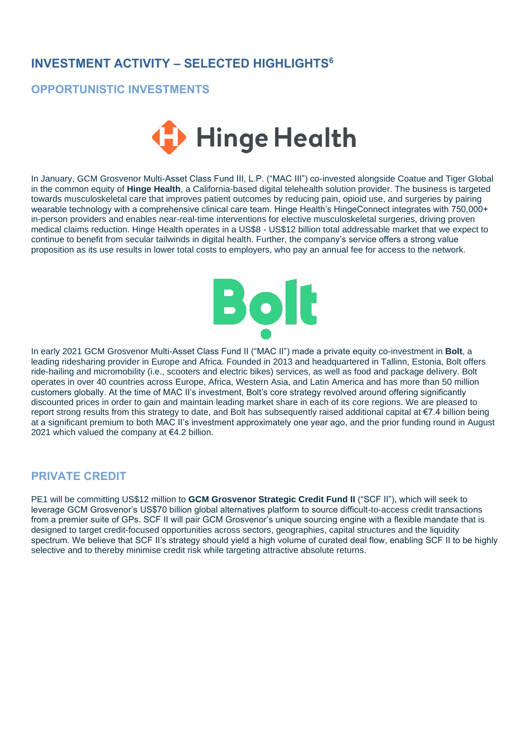# INVESTMENT ACTIVITY – SELECTED HIGHLIGHTS[6]

## OPPORTUNISTIC INVESTMENTS

In January, GCM Grosvenor Multi-Asset Class Fund III, L.P. ("MAC III") co-invested alongside Coatue and Tiger Global in the common equity of **Hinge Health**, a California-based digital telehealth solution provider. The business is targeted towards musculoskeletal care that improves patient outcomes by reducing pain, opioid use, and surgeries by pairing wearable technology with a comprehensive clinical care team. Hinge Health's HingeConnect integrates with 750,000+ in-person providers and enables near-real-time interventions for elective musculoskeletal surgeries, driving proven medical claims reduction. Hinge Health operates in a US$8 - US$12 billion total addressable market that we expect to continue to benefit from secular tailwinds in digital health. Further, the company's service offers a strong value proposition as its use results in lower total costs to employers, who pay an annual fee for access to the network.

In early 2021 GCM Grosvenor Multi-Asset Class Fund II ("MAC II") made a private equity co-investment in **Bolt**, a leading ridesharing provider in Europe and Africa. Founded in 2013 and headquartered in Tallinn, Estonia, Bolt offers ride-hailing and micromobility (i.e., scooters and electric bikes) services, as well as food and package delivery. Bolt operates in over 40 countries across Europe, Africa, Western Asia, and Latin America and has more than 50 million customers globally. At the time of MAC II's investment, Bolt's core strategy revolved around offering significantly discounted prices in order to gain and maintain leading market share in each of its core regions. We are pleased to report strong results from this strategy to date, and Bolt has subsequently raised additional capital at €7.4 billion being at a significant premium to both MAC II's investment approximately one year ago, and the prior funding round in August 2021 which valued the company at €4.2 billion.

## PRIVATE CREDIT

PE1 will be committing US$12 million to **GCM Grosvenor Strategic Credit Fund II** ("SCF II"), which will seek to leverage GCM Grosvenor's US$70 billion global alternatives platform to source difficult-to-access credit transactions from a premier suite of GPs. SCF II will pair GCM Grosvenor's unique sourcing engine with a flexible mandate that is designed to target credit-focused opportunities across sectors, geographies, capital structures and the liquidity spectrum. We believe that SCF II's strategy should yield a high volume of curated deal flow, enabling SCF II to be highly selective and to thereby minimise credit risk while targeting attractive absolute returns.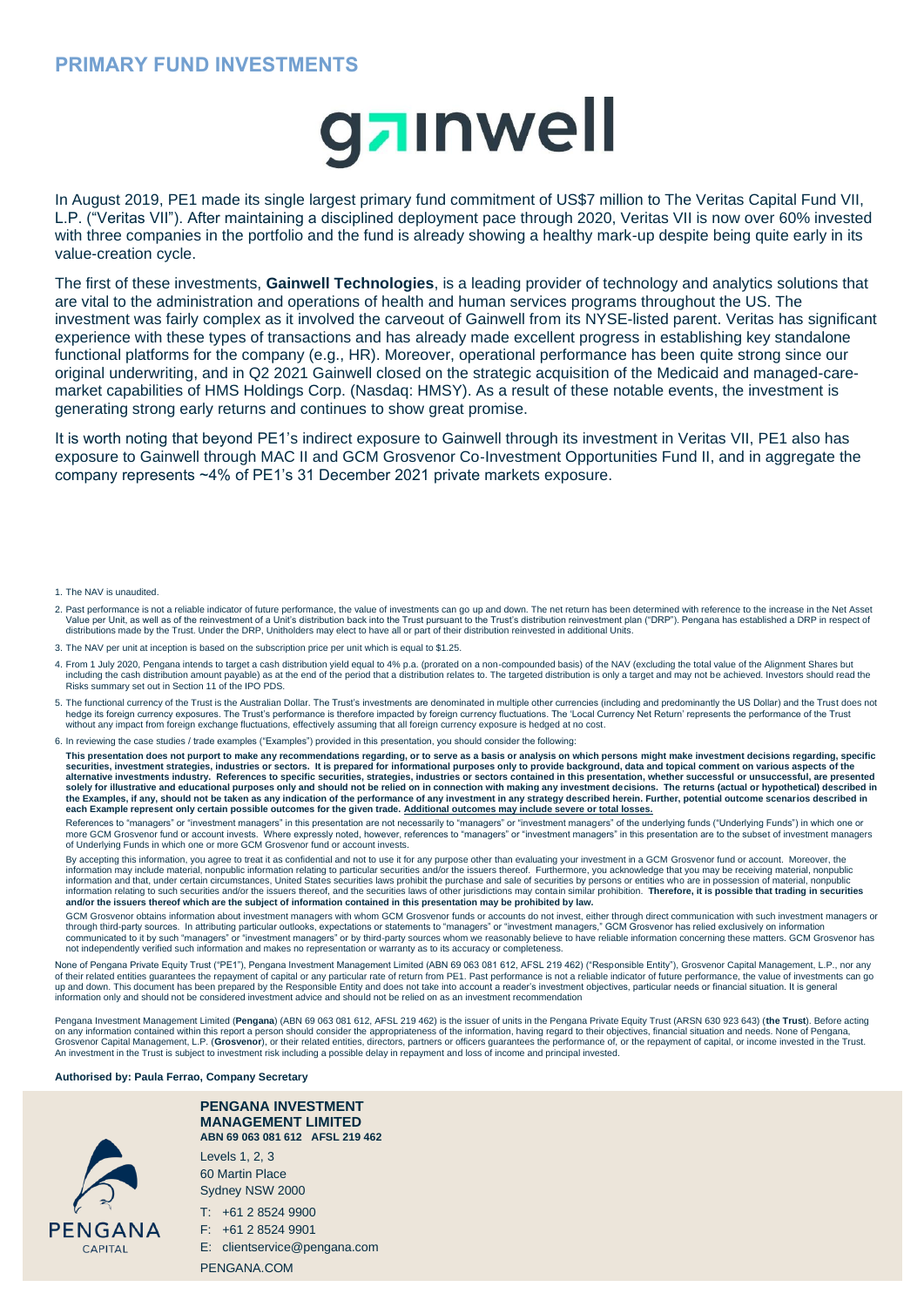## PRIMARY FUND INVESTMENTS

# gainwell

In August 2019, PE1 made its single largest primary fund commitment of US$7 million to The Veritas Capital Fund VII, L.P. ("Veritas VII"). After maintaining a disciplined deployment pace through 2020, Veritas VII is now over 60% invested with three companies in the portfolio and the fund is already showing a healthy mark-up despite being quite early in its value-creation cycle.

The first of these investments, **Gainwell Technologies**, is a leading provider of technology and analytics solutions that are vital to the administration and operations of health and human services programs throughout the US. The investment was fairly complex as it involved the carveout of Gainwell from its NYSE-listed parent. Veritas has significant experience with these types of transactions and has already made excellent progress in establishing key standalone functional platforms for the company (e.g., HR). Moreover, operational performance has been quite strong since our original underwriting, and in Q2 2021 Gainwell closed on the strategic acquisition of the Medicaid and managed-care-market capabilities of HMS Holdings Corp. (Nasdaq: HMSY). As a result of these notable events, the investment is generating strong early returns and continues to show great promise.

It is worth noting that beyond PE1's indirect exposure to Gainwell through its investment in Veritas VII, PE1 also has exposure to Gainwell through MAC II and GCM Grosvenor Co-Investment Opportunities Fund II, and in aggregate the company represents ~4% of PE1's 31 December 2021 private markets exposure.

1. The NAV is unaudited.
2. Past performance is not a reliable indicator of future performance, the value of investments can go up and down. The net return has been determined with reference to the increase in the Net Asset Value per Unit, as well as of the reinvestment of a Unit's distribution back into the Trust pursuant to the Trust's distribution reinvestment plan ("DRP"). Pengana has established a DRP in respect of distributions made by the Trust. Under the DRP, Unitholders may elect to have all or part of their distribution reinvested in additional Units.
3. The NAV per unit at inception is based on the subscription price per unit which is equal to $1.25.
4. From 1 July 2020, Pengana intends to target a cash distribution yield equal to 4% p.a. (prorated on a non-compounded basis) of the NAV (excluding the total value of the Alignment Shares but including the cash distribution amount payable) as at the end of the period that a distribution relates to. The targeted distribution is only a target and may not be achieved. Investors should read the Risks summary set out in Section 11 of the IPO PDS.
5. The functional currency of the Trust is the Australian Dollar. The Trust's investments are denominated in multiple other currencies (including and predominantly the US Dollar) and the Trust does not hedge its foreign currency exposures. The Trust's performance is therefore impacted by foreign currency fluctuations. The 'Local Currency Net Return' represents the performance of the Trust without any impact from foreign exchange fluctuations, effectively assuming that all foreign currency exposure is hedged at no cost.
6. In reviewing the case studies / trade examples ("Examples") provided in this presentation, you should consider the following:

**This presentation does not purport to make any recommendations regarding, or to serve as a basis or analysis on which persons might make investment decisions regarding, specific securities, investment strategies, industries or sectors. It is prepared for informational purposes only to provide background, data and topical comment on various aspects of the alternative investments industry. References to specific securities, strategies, industries or sectors contained in this presentation, whether successful or unsuccessful, are presented solely for illustrative and educational purposes only and should not be relied on in connection with making any investment decisions. The returns (actual or hypothetical) described in the Examples, if any, should not be taken as any indication of the performance of any investment in any strategy described herein. Further, potential outcome scenarios described in each Example represent only certain possible outcomes for the given trade. Additional outcomes may include severe or total losses.**

References to "managers" or "investment managers" in this presentation are not necessarily to "managers" or "investment managers" of the underlying funds ("Underlying Funds") in which one or more GCM Grosvenor fund or account invests. Where expressly noted, however, references to "managers" or "investment managers" in this presentation are to the subset of investment managers of Underlying Funds in which one or more GCM Grosvenor fund or account invests.

By accepting this information, you agree to treat it as confidential and not to use it for any purpose other than evaluating your investment in a GCM Grosvenor fund or account. Moreover, the information may include material, nonpublic information relating to particular securities and/or the issuers thereof. Furthermore, you acknowledge that you may be receiving material, nonpublic information and that, under certain circumstances, United States securities laws prohibit the purchase and sale of securities by persons or entities who are in possession of material, nonpublic information relating to such securities and/or the issuers thereof, and the securities laws of other jurisdictions may contain similar prohibition. **Therefore, it is possible that trading in securities and/or the issuers thereof which are the subject of information contained in this presentation may be prohibited by law.**

GCM Grosvenor obtains information about investment managers with whom GCM Grosvenor funds or accounts do not invest, either through direct communication with such investment managers or through third-party sources. In attributing particular outlooks, expectations or statements to "managers" or "investment managers," GCM Grosvenor has relied exclusively on information communicated to it by such "managers" or "investment managers" or by third-party sources whom we reasonably believe to have reliable information concerning these matters. GCM Grosvenor has not independently verified such information and makes no representation or warranty as to its accuracy or completeness.

None of Pengana Private Equity Trust ("PE1"), Pengana Investment Management Limited (ABN 69 063 081 612, AFSL 219 462) ("Responsible Entity"), Grosvenor Capital Management, L.P., nor any of their related entities guarantees the repayment of capital or any particular rate of return from PE1. Past performance is not a reliable indicator of future performance, the value of investments can go up and down. This document has been prepared by the Responsible Entity and does not take into account a reader's investment objectives, particular needs or financial situation. It is general information only and should not be considered investment advice and should not be relied on as an investment recommendation

Pengana Investment Management Limited (**Pengana**) (ABN 69 063 081 612, AFSL 219 462) is the issuer of units in the Pengana Private Equity Trust (ARSN 630 923 643) (**the Trust**). Before acting on any information contained within this report a person should consider the appropriateness of the information, having regard to their objectives, financial situation and needs. None of Pengana, Grosvenor Capital Management, L.P. (**Grosvenor**), or their related entities, directors, partners or officers guarantees the performance of, or the repayment of capital, or income invested in the Trust. An investment in the Trust is subject to investment risk including a possible delay in repayment and loss of income and principal invested.

**Authorised by: Paula Ferrao, Company Secretary**

PENGANA CAPITAL

**PENGANA INVESTMENT MANAGEMENT LIMITED**
**ABN 69 063 081 612 AFSL 219 462**

Levels 1, 2, 3
60 Martin Place
Sydney NSW 2000

T: +61 2 8524 9900
F: +61 2 8524 9901
E: clientservice@pengana.com

PENGANA.COM